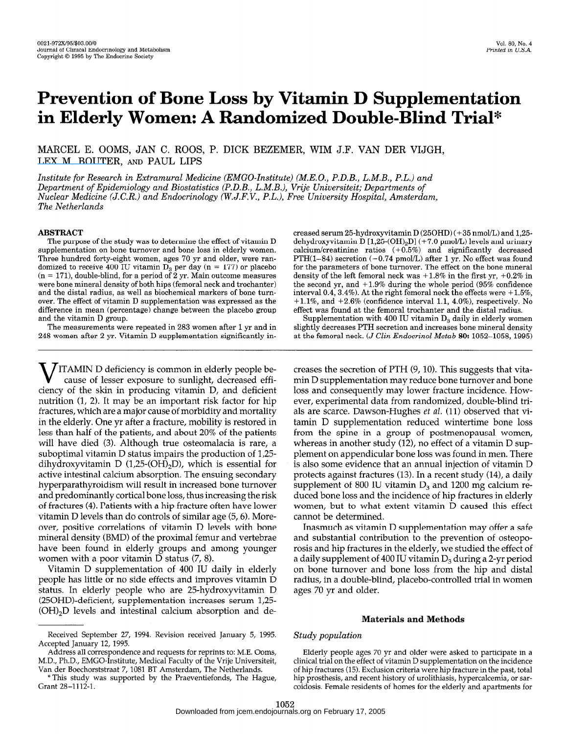# Prevention of Bone Loss by Vitamin D Supplementation in Elderly Women: A Randomized Double-Blind Trial*

MARCEL E. OOMS, JAN C. ROOS, P. DICK BEZEMER, WIM J.F. VAN DER VIJGH, LEX M. BOUTER, AND PAUL LIPS

*Institute for Research in Extramural Medicine (EMGO-Institute) (M.E.O., P.D.B., L.M.B., P.L.) and Department of Epidemiology and Biostatistics (P.D.B., L.M.B.), Vrije Universiteit; Departments of Nuclear Medicine (J.C.R.) and Endocrinology (W.J.F.V., P.L.), Free University Hospital, Amsterdam, The Netherlands*

## ABSTRACT

The purpose of the study was to determine the effect of vitamin D supplementation on bone turnover and bone loss in elderly women. Three hundred forty-eight women, ages 70 yr and older, were randomized to receive 400 IU vitamin $D_3$ per day (n = 177) or placebo (n = 171), double-blind, for a period of 2 yr. Main outcome measures were bone mineral density of both hips (femoral neck and trochanter) and the distal radius, as well as biochemical markers of bone turnover. The effect of vitamin D supplementation was expressed as the difference in mean (percentage) change between the placebo group and the vitamin D group.

The measurements were repeated in 283 women after 1 yr and in 248 women after 2 yr. Vitamin D supplementation significantly increased serum 25-hydroxyvitamin D (25OHD) (+35 nmol/L) and 1,25-dehydroxyvitamin D [1,25-$(OH)_2D$] (+7.0 pmol/L) levels and urinary calcium/creatinine ratios (+0.5%) and significantly decreased PTH(1–84) secretion (−0.74 pmol/L) after 1 yr. No effect was found for the parameters of bone turnover. The effect on the bone mineral density of the left femoral neck was +1.8% in the first yr, +0.2% in the second yr, and +1.9% during the whole period (95% confidence interval 0.4, 3.4%). At the right femoral neck the effects were +1.5%, +1.1%, and +2.6% (confidence interval 1.1, 4.0%), respectively. No effect was found at the femoral trochanter and the distal radius.

Supplementation with 400 IU vitamin $D_3$ daily in elderly women slightly decreases PTH secretion and increases bone mineral density at the femoral neck. (*J Clin Endocrinol Metab* **80:** 1052–1058, 1995)

VITAMIN D deficiency is common in elderly people because of lesser exposure to sunlight, decreased efficiency of the skin in producing vitamin D, and deficient nutrition (1, 2). It may be an important risk factor for hip fractures, which are a major cause of morbidity and mortality in the elderly. One yr after a fracture, mobility is restored in less than half of the patients, and about 20% of the patients will have died (3). Although true osteomalacia is rare, a suboptimal vitamin D status impairs the production of 1,25-dihydroxyvitamin D (1,25-$(OH)_2D$), which is essential for active intestinal calcium absorption. The ensuing secondary hyperparathyroidism will result in increased bone turnover and predominantly cortical bone loss, thus increasing the risk of fractures (4). Patients with a hip fracture often have lower vitamin D levels than do controls of similar age (5, 6). Moreover, positive correlations of vitamin D levels with bone mineral density (BMD) of the proximal femur and vertebrae have been found in elderly groups and among younger women with a poor vitamin D status (7, 8).

Vitamin D supplementation of 400 IU daily in elderly people has little or no side effects and improves vitamin D status. In elderly people who are 25-hydroxyvitamin D (25OHD)-deficient, supplementation increases serum 1,25-$(OH)_2D$ levels and intestinal calcium absorption and decreases the secretion of PTH (9, 10). This suggests that vitamin D supplementation may reduce bone turnover and bone loss and consequently may lower fracture incidence. However, experimental data from randomized, double-blind trials are scarce. Dawson-Hughes *et al.* (11) observed that vitamin D supplementation reduced wintertime bone loss from the spine in a group of postmenopausal women, whereas in another study (12), no effect of a vitamin D supplement on appendicular bone loss was found in men. There is also some evidence that an annual injection of vitamin D protects against fractures (13). In a recent study (14), a daily supplement of 800 IU vitamin $D_3$ and 1200 mg calcium reduced bone loss and the incidence of hip fractures in elderly women, but to what extent vitamin D caused this effect cannot be determined.

Inasmuch as vitamin D supplementation may offer a safe and substantial contribution to the prevention of osteoporosis and hip fractures in the elderly, we studied the effect of a daily supplement of 400 IU vitamin $D_3$ during a 2-yr period on bone turnover and bone loss from the hip and distal radius, in a double-blind, placebo-controlled trial in women ages 70 yr and older.

## Materials and Methods

### *Study population*

Elderly people ages 70 yr and older were asked to participate in a clinical trial on the effect of vitamin D supplementation on the incidence of hip fractures (15). Exclusion criteria were hip fracture in the past, total hip prosthesis, and recent history of urolithiasis, hypercalcemia, or sarcoidosis. Female residents of homes for the elderly and apartments for

---

Received September 27, 1994. Revision received January 5, 1995. Accepted January 12, 1995.

Address all correspondence and requests for reprints to: M.E. Ooms, M.D., Ph.D., EMGO-Institute, Medical Faculty of the Vrije Universiteit, Van der Boechorststraat 7, 1081 BT Amsterdam, The Netherlands.

* This study was supported by the Praeventiefonds, The Hague, Grant 28–1112-1.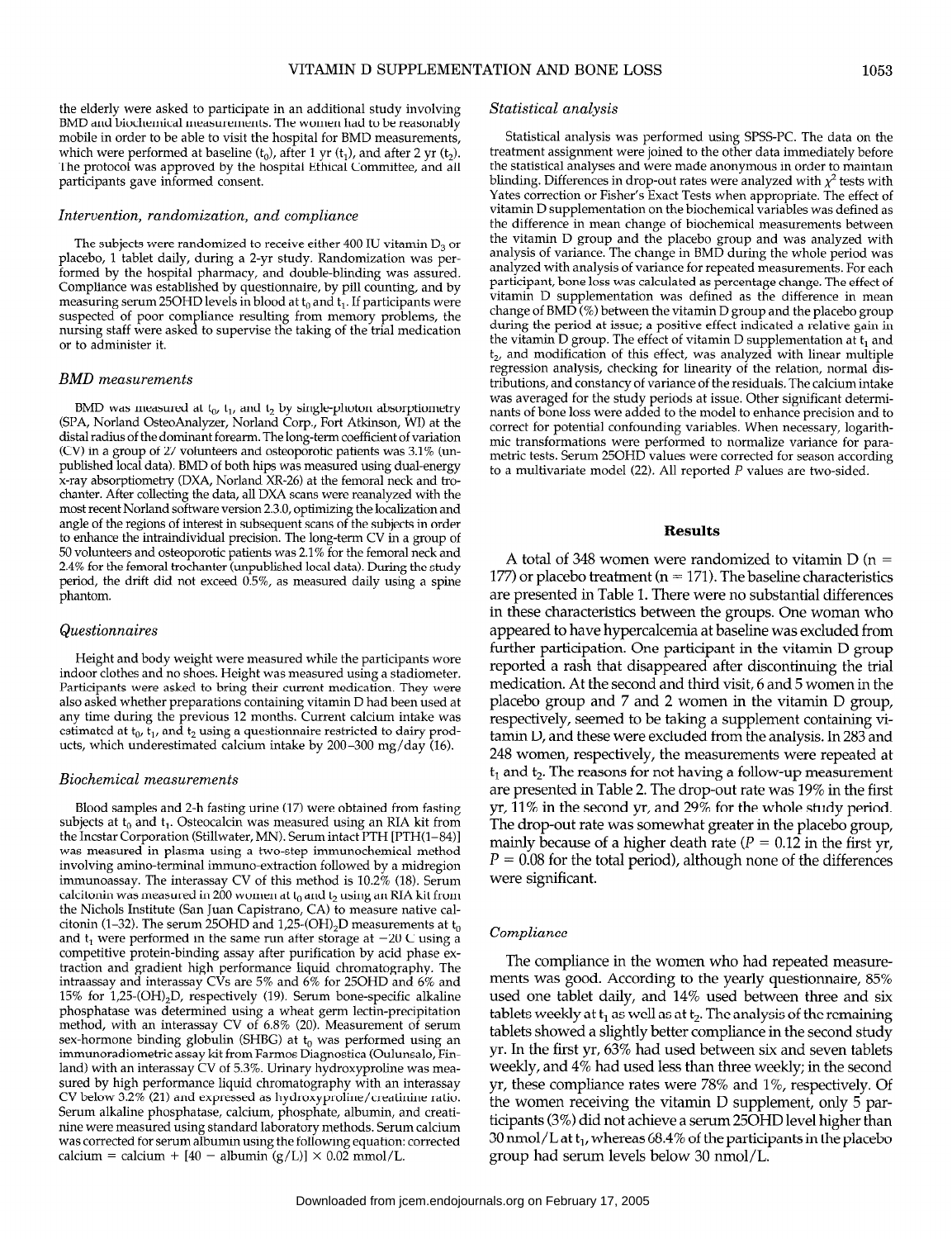the elderly were asked to participate in an additional study involving BMD and biochemical measurements. The women had to be reasonably mobile in order to be able to visit the hospital for BMD measurements, which were performed at baseline ($t_0$), after 1 yr ($t_1$), and after 2 yr ($t_2$). The protocol was approved by the hospital Ethical Committee, and all participants gave informed consent.

### *Intervention, randomization, and compliance*

The subjects were randomized to receive either 400 IU vitamin $D_3$ or placebo, 1 tablet daily, during a 2-yr study. Randomization was performed by the hospital pharmacy, and double-blinding was assured. Compliance was established by questionnaire, by pill counting, and by measuring serum 25OHD levels in blood at $t_0$ and $t_1$. If participants were suspected of poor compliance resulting from memory problems, the nursing staff were asked to supervise the taking of the trial medication or to administer it.

### *BMD measurements*

BMD was measured at $t_0$, $t_1$, and $t_2$ by single-photon absorptiometry (SPA, Norland OsteoAnalyzer, Norland Corp., Fort Atkinson, WI) at the distal radius of the dominant forearm. The long-term coefficient of variation (CV) in a group of 27 volunteers and osteoporotic patients was 3.1% (unpublished local data). BMD of both hips was measured using dual-energy x-ray absorptiometry (DXA, Norland XR-26) at the femoral neck and trochanter. After collecting the data, all DXA scans were reanalyzed with the most recent Norland software version 2.3.0, optimizing the localization and angle of the regions of interest in subsequent scans of the subjects in order to enhance the intraindividual precision. The long-term CV in a group of 50 volunteers and osteoporotic patients was 2.1% for the femoral neck and 2.4% for the femoral trochanter (unpublished local data). During the study period, the drift did not exceed 0.5%, as measured daily using a spine phantom.

### *Questionnaires*

Height and body weight were measured while the participants wore indoor clothes and no shoes. Height was measured using a stadiometer. Participants were asked to bring their current medication. They were also asked whether preparations containing vitamin D had been used at any time during the previous 12 months. Current calcium intake was estimated at $t_0$, $t_1$, and $t_2$ using a questionnaire restricted to dairy products, which underestimated calcium intake by 200–300 mg/day (16).

### *Biochemical measurements*

Blood samples and 2-h fasting urine (17) were obtained from fasting subjects at $t_0$ and $t_1$. Osteocalcin was measured using an RIA kit from the Incstar Corporation (Stillwater, MN). Serum intact PTH [PTH(1–84)] was measured in plasma using a two-step immunochemical method involving amino-terminal immuno-extraction followed by a midregion immunoassay. The interassay CV of this method is 10.2% (18). Serum calcitonin was measured in 200 women at $t_0$ and $t_2$ using an RIA kit from the Nichols Institute (San Juan Capistrano, CA) to measure native calcitonin (1–32). The serum 25OHD and 1,25-$(OH)_2D$ measurements at $t_0$ and $t_1$ were performed in the same run after storage at −20 C using a competitive protein-binding assay after purification by acid phase extraction and gradient high performance liquid chromatography. The intraassay and interassay CVs are 5% and 6% for 25OHD and 6% and 15% for 1,25-$(OH)_2D$, respectively (19). Serum bone-specific alkaline phosphatase was determined using a wheat germ lectin-precipitation method, with an interassay CV of 6.8% (20). Measurement of serum sex-hormone binding globulin (SHBG) at $t_0$ was performed using an immunoradiometric assay kit from Farmos Diagnostica (Oulunsalo, Finland) with an interassay CV of 5.3%. Urinary hydroxyproline was measured by high performance liquid chromatography with an interassay CV below 3.2% (21) and expressed as hydroxyproline/creatinine ratio. Serum alkaline phosphatase, calcium, phosphate, albumin, and creatinine were measured using standard laboratory methods. Serum calcium was corrected for serum albumin using the following equation: corrected calcium = calcium + [40 − albumin (g/L)] × 0.02 mmol/L.

### *Statistical analysis*

Statistical analysis was performed using SPSS-PC. The data on the treatment assignment were joined to the other data immediately before the statistical analyses and were made anonymous in order to maintain blinding. Differences in drop-out rates were analyzed with $\chi^2$ tests with Yates correction or Fisher's Exact Tests when appropriate. The effect of vitamin D supplementation on the biochemical variables was defined as the difference in mean change of biochemical measurements between the vitamin D group and the placebo group and was analyzed with analysis of variance. The change in BMD during the whole period was analyzed with analysis of variance for repeated measurements. For each participant, bone loss was calculated as percentage change. The effect of vitamin D supplementation was defined as the difference in mean change of BMD (%) between the vitamin D group and the placebo group during the period at issue; a positive effect indicated a relative gain in the vitamin D group. The effect of vitamin D supplementation at $t_1$ and $t_2$, and modification of this effect, was analyzed with linear multiple regression analysis, checking for linearity of the relation, normal distributions, and constancy of variance of the residuals. The calcium intake was averaged for the study periods at issue. Other significant determinants of bone loss were added to the model to enhance precision and to correct for potential confounding variables. When necessary, logarithmic transformations were performed to normalize variance for parametric tests. Serum 25OHD values were corrected for season according to a multivariate model (22). All reported $P$ values are two-sided.

## Results

A total of 348 women were randomized to vitamin D (n = 177) or placebo treatment (n = 171). The baseline characteristics are presented in Table 1. There were no substantial differences in these characteristics between the groups. One woman who appeared to have hypercalcemia at baseline was excluded from further participation. One participant in the vitamin D group reported a rash that disappeared after discontinuing the trial medication. At the second and third visit, 6 and 5 women in the placebo group and 7 and 2 women in the vitamin D group, respectively, seemed to be taking a supplement containing vitamin D, and these were excluded from the analysis. In 283 and 248 women, respectively, the measurements were repeated at $t_1$ and $t_2$. The reasons for not having a follow-up measurement are presented in Table 2. The drop-out rate was 19% in the first yr, 11% in the second yr, and 29% for the whole study period. The drop-out rate was somewhat greater in the placebo group, mainly because of a higher death rate ($P = 0.12$ in the first yr, $P = 0.08$ for the total period), although none of the differences were significant.

### *Compliance*

The compliance in the women who had repeated measurements was good. According to the yearly questionnaire, 85% used one tablet daily, and 14% used between three and six tablets weekly at $t_1$ as well as at $t_2$. The analysis of the remaining tablets showed a slightly better compliance in the second study yr. In the first yr, 63% had used between six and seven tablets weekly, and 4% had used less than three weekly; in the second yr, these compliance rates were 78% and 1%, respectively. Of the women receiving the vitamin D supplement, only 5 participants (3%) did not achieve a serum 25OHD level higher than 30 nmol/L at $t_1$, whereas 68.4% of the participants in the placebo group had serum levels below 30 nmol/L.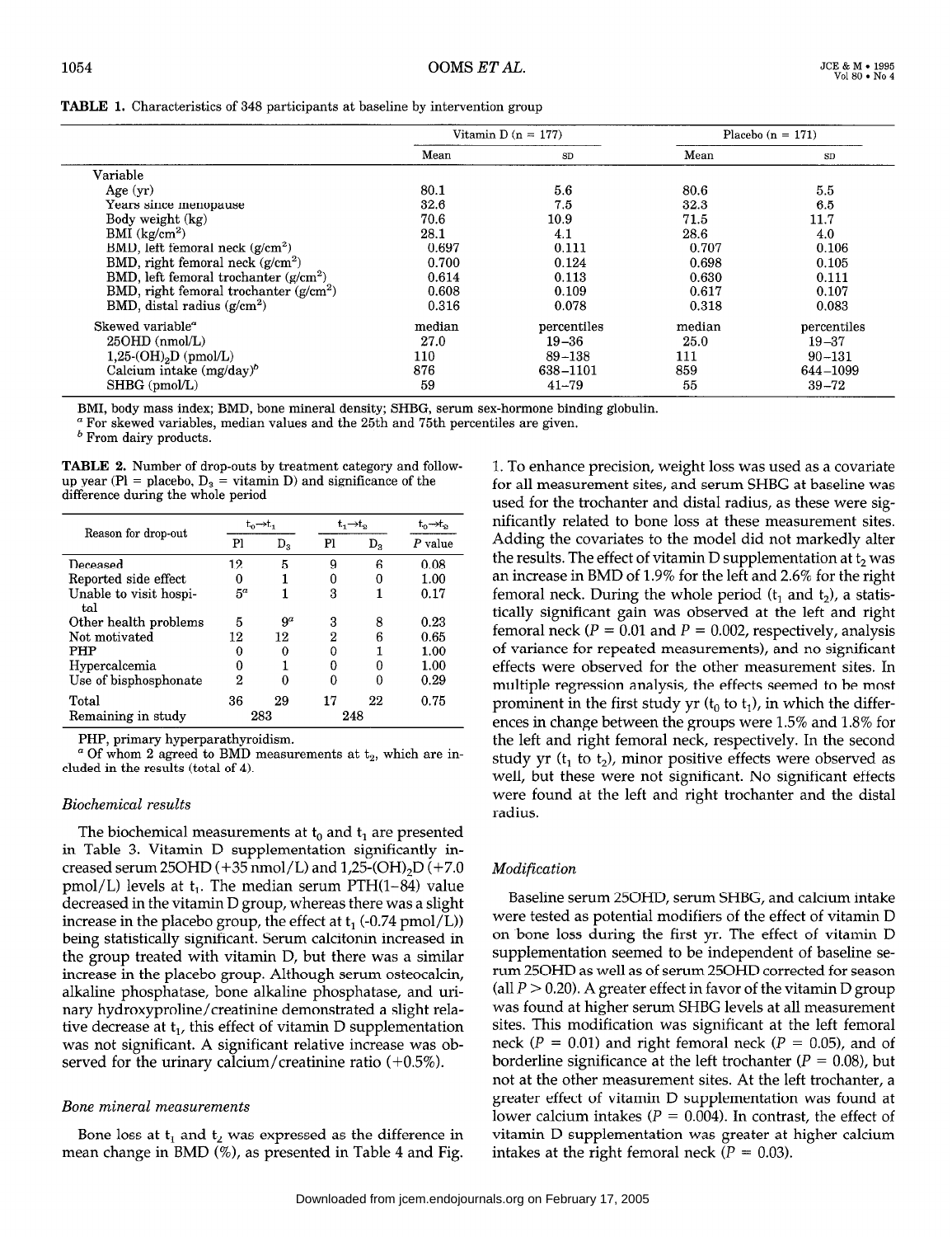**TABLE 1.** Characteristics of 348 participants at baseline by intervention group

| | Vitamin D (n = 177) | | Placebo (n = 171) | |
|---|---|---|---|---|
| | Mean | SD | Mean | SD |
| Variable | | | | |
| Age (yr) | 80.1 | 5.6 | 80.6 | 5.5 |
| Years since menopause | 32.6 | 7.5 | 32.3 | 6.5 |
| Body weight (kg) | 70.6 | 10.9 | 71.5 | 11.7 |
| BMI (kg/cm$^2$) | 28.1 | 4.1 | 28.6 | 4.0 |
| BMD, left femoral neck (g/cm$^2$) | 0.697 | 0.111 | 0.707 | 0.106 |
| BMD, right femoral neck (g/cm$^2$) | 0.700 | 0.124 | 0.698 | 0.105 |
| BMD, left femoral trochanter (g/cm$^2$) | 0.614 | 0.113 | 0.630 | 0.111 |
| BMD, right femoral trochanter (g/cm$^2$) | 0.608 | 0.109 | 0.617 | 0.107 |
| BMD, distal radius (g/cm$^2$) | 0.316 | 0.078 | 0.318 | 0.083 |
| Skewed variable[a] | median | percentiles | median | percentiles |
| 25OHD (nmol/L) | 27.0 | 19–36 | 25.0 | 19–37 |
| 1,25-(OH)$_2$D (pmol/L) | 110 | 89–138 | 111 | 90–131 |
| Calcium intake (mg/day)[b] | 876 | 638–1101 | 859 | 644–1099 |
| SHBG (pmol/L) | 59 | 41–79 | 55 | 39–72 |

BMI, body mass index; BMD, bone mineral density; SHBG, serum sex-hormone binding globulin.
[a] For skewed variables, median values and the 25th and 75th percentiles are given.
[b] From dairy products.

**TABLE 2.** Number of drop-outs by treatment category and follow-up year (Pl = placebo, D$_3$ = vitamin D) and significance of the difference during the whole period

| Reason for drop-out | $t_0 \rightarrow t_1$ | | $t_1 \rightarrow t_2$ | | $t_0 \rightarrow t_2$ |
|---|---|---|---|---|---|
| | Pl | D$_3$ | Pl | D$_3$ | P value |
| Deceased | 12 | 5 | 9 | 6 | 0.08 |
| Reported side effect | 0 | 1 | 0 | 0 | 1.00 |
| Unable to visit hospital | 5[a] | 1 | 3 | 1 | 0.17 |
| Other health problems | 5 | 9[a] | 3 | 8 | 0.23 |
| Not motivated | 12 | 12 | 2 | 6 | 0.65 |
| PHP | 0 | 0 | 0 | 1 | 1.00 |
| Hypercalcemia | 0 | 1 | 0 | 0 | 1.00 |
| Use of bisphosphonate | 2 | 0 | 0 | 0 | 0.29 |
| Total | 36 | 29 | 17 | 22 | 0.75 |
| Remaining in study | 283 | | 248 | | |

PHP, primary hyperparathyroidism.
[a] Of whom 2 agreed to BMD measurements at $t_2$, which are included in the results (total of 4).

### Biochemical results

The biochemical measurements at $t_0$ and $t_1$ are presented in Table 3. Vitamin D supplementation significantly increased serum 25OHD (+35 nmol/L) and 1,25-(OH)$_2$D (+7.0 pmol/L) levels at $t_1$. The median serum PTH(1–84) value decreased in the vitamin D group, whereas there was a slight increase in the placebo group, the effect at $t_1$ (-0.74 pmol/L)) being statistically significant. Serum calcitonin increased in the group treated with vitamin D, but there was a similar increase in the placebo group. Although serum osteocalcin, alkaline phosphatase, bone alkaline phosphatase, and urinary hydroxyproline/creatinine demonstrated a slight relative decrease at $t_1$, this effect of vitamin D supplementation was not significant. A significant relative increase was observed for the urinary calcium/creatinine ratio (+0.5%).

### Bone mineral measurements

Bone loss at $t_1$ and $t_2$ was expressed as the difference in mean change in BMD (%), as presented in Table 4 and Fig. 1. To enhance precision, weight loss was used as a covariate for all measurement sites, and serum SHBG at baseline was used for the trochanter and distal radius, as these were significantly related to bone loss at these measurement sites. Adding the covariates to the model did not markedly alter the results. The effect of vitamin D supplementation at $t_2$ was an increase in BMD of 1.9% for the left and 2.6% for the right femoral neck. During the whole period ($t_1$ and $t_2$), a statistically significant gain was observed at the left and right femoral neck ($P = 0.01$ and $P = 0.002$, respectively, analysis of variance for repeated measurements), and no significant effects were observed for the other measurement sites. In multiple regression analysis, the effects seemed to be most prominent in the first study yr ($t_0$ to $t_1$), in which the differences in change between the groups were 1.5% and 1.8% for the left and right femoral neck, respectively. In the second study yr ($t_1$ to $t_2$), minor positive effects were observed as well, but these were not significant. No significant effects were found at the left and right trochanter and the distal radius.

### Modification

Baseline serum 25OHD, serum SHBG, and calcium intake were tested as potential modifiers of the effect of vitamin D on bone loss during the first yr. The effect of vitamin D supplementation seemed to be independent of baseline serum 25OHD as well as of serum 25OHD corrected for season (all $P > 0.20$). A greater effect in favor of the vitamin D group was found at higher serum SHBG levels at all measurement sites. This modification was significant at the left femoral neck ($P = 0.01$) and right femoral neck ($P = 0.05$), and of borderline significance at the left trochanter ($P = 0.08$), but not at the other measurement sites. At the left trochanter, a greater effect of vitamin D supplementation was found at lower calcium intakes ($P = 0.004$). In contrast, the effect of vitamin D supplementation was greater at higher calcium intakes at the right femoral neck ($P = 0.03$).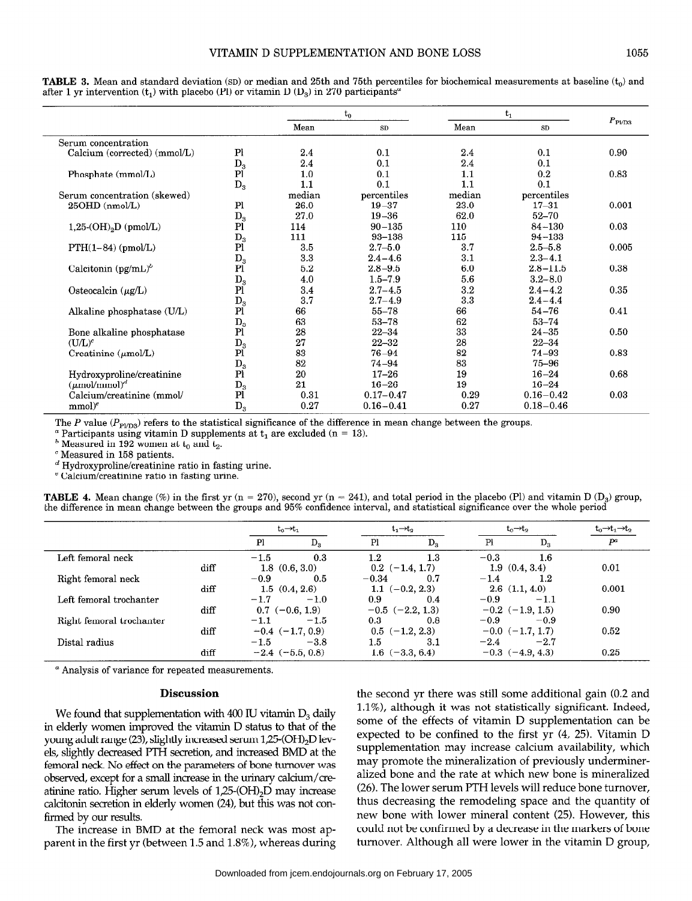**TABLE 3.** Mean and standard deviation (SD) or median and 25th and 75th percentiles for biochemical measurements at baseline ($t_0$) and after 1 yr intervention ($t_1$) with placebo (Pl) or vitamin D ($D_3$) in 270 participants[a]

| | | $t_0$ | | $t_1$ | | $P_{Pl/D3}$ |
|---|---|---|---|---|---|---|
| | | Mean | SD | Mean | SD | |
| Serum concentration | | | | | | |
| Calcium (corrected) (mmol/L) | Pl | 2.4 | 0.1 | 2.4 | 0.1 | 0.90 |
| | $D_3$ | 2.4 | 0.1 | 2.4 | 0.1 | |
| Phosphate (mmol/L) | Pl | 1.0 | 0.1 | 1.1 | 0.2 | 0.83 |
| | $D_3$ | 1.1 | 0.1 | 1.1 | 0.1 | |
| Serum concentration (skewed) | | median | percentiles | median | percentiles | |
| 25OHD (nmol/L) | Pl | 26.0 | 19–37 | 23.0 | 17–31 | 0.001 |
| | $D_3$ | 27.0 | 19–36 | 62.0 | 52–70 | |
| $1,25\text{-}(OH)_2D$ (pmol/L) | Pl | 114 | 90–135 | 110 | 84–130 | 0.03 |
| | $D_3$ | 111 | 93–138 | 115 | 94–133 | |
| PTH(1–84) (pmol/L) | Pl | 3.5 | 2.7–5.0 | 3.7 | 2.5–5.8 | 0.005 |
| | $D_3$ | 3.3 | 2.4–4.6 | 3.1 | 2.3–4.1 | |
| Calcitonin (pg/mL)[b] | Pl | 5.2 | 2.8–9.5 | 6.0 | 2.8–11.5 | 0.38 |
| | $D_3$ | 4.0 | 1.5–7.9 | 5.6 | 3.2–8.0 | |
| Osteocalcin (μg/L) | Pl | 3.4 | 2.7–4.5 | 3.2 | 2.4–4.2 | 0.35 |
| | $D_3$ | 3.7 | 2.7–4.9 | 3.3 | 2.4–4.4 | |
| Alkaline phosphatase (U/L) | Pl | 66 | 55–78 | 66 | 54–76 | 0.41 |
| | $D_3$ | 63 | 53–78 | 62 | 53–74 | |
| Bone alkaline phosphatase (U/L)[c] | Pl | 28 | 22–34 | 33 | 24–35 | 0.50 |
| | $D_3$ | 27 | 22–32 | 28 | 22–34 | |
| Creatinine (μmol/L) | Pl | 83 | 76–94 | 82 | 74–93 | 0.83 |
| | $D_3$ | 82 | 74–94 | 83 | 75–96 | |
| Hydroxyproline/creatinine (μmol/mmol)[d] | Pl | 20 | 17–26 | 19 | 16–24 | 0.68 |
| | $D_3$ | 21 | 16–26 | 19 | 16–24 | |
| Calcium/creatinine (mmol/mmol)[e] | Pl | 0.31 | 0.17–0.47 | 0.29 | 0.16–0.42 | 0.03 |
| | $D_3$ | 0.27 | 0.16–0.41 | 0.27 | 0.18–0.46 | |

The P value ($P_{Pl/D3}$) refers to the statistical significance of the difference in mean change between the groups.

[a] Participants using vitamin D supplements at $t_1$ are excluded (n = 13).

[b] Measured in 192 women at $t_0$ and $t_2$.

[c] Measured in 158 patients.

[d] Hydroxyproline/creatinine ratio in fasting urine.

[e] Calcium/creatinine ratio in fasting urine.

**TABLE 4.** Mean change (%) in the first yr (n = 270), second yr (n = 241), and total period in the placebo (Pl) and vitamin D ($D_3$) group, the difference in mean change between the groups and 95% confidence interval, and statistical significance over the whole period

| | | $t_0 \rightarrow t_1$ | | $t_1 \rightarrow t_2$ | | $t_0 \rightarrow t_2$ | | $t_0 \rightarrow t_1 \rightarrow t_2$ |
|---|---|---|---|---|---|---|---|---|
| | | Pl | $D_3$ | Pl | $D_3$ | Pl | $D_3$ | $P^a$ |
| Left femoral neck | | −1.5 | 0.3 | 1.2 | 1.3 | −0.3 | 1.6 | |
| | diff | 1.8 (0.6, 3.0) | | 0.2 (−1.4, 1.7) | | 1.9 (0.4, 3.4) | | 0.01 |
| Right femoral neck | | −0.9 | 0.5 | −0.34 | 0.7 | −1.4 | 1.2 | |
| | diff | 1.5 (0.4, 2.6) | | 1.1 (−0.2, 2.3) | | 2.6 (1.1, 4.0) | | 0.001 |
| Left femoral trochanter | | −1.7 | −1.0 | 0.9 | 0.4 | −0.9 | −1.1 | |
| | diff | 0.7 (−0.6, 1.9) | | −0.5 (−2.2, 1.3) | | −0.2 (−1.9, 1.5) | | 0.90 |
| Right femoral trochanter | | −1.1 | −1.5 | 0.3 | 0.8 | −0.9 | −0.9 | |
| | diff | −0.4 (−1.7, 0.9) | | 0.5 (−1.2, 2.3) | | −0.0 (−1.7, 1.7) | | 0.52 |
| Distal radius | | −1.5 | −3.8 | 1.5 | 3.1 | −2.4 | −2.7 | |
| | diff | −2.4 (−5.5, 0.8) | | 1.6 (−3.3, 6.4) | | −0.3 (−4.9, 4.3) | | 0.25 |

[a] Analysis of variance for repeated measurements.

## Discussion

We found that supplementation with 400 IU vitamin $D_3$ daily in elderly women improved the vitamin D status to that of the young adult range (23), slightly increased serum $1,25\text{-}(OH)_2D$ levels, slightly decreased PTH secretion, and increased BMD at the femoral neck. No effect on the parameters of bone turnover was observed, except for a small increase in the urinary calcium/creatinine ratio. Higher serum levels of $1,25\text{-}(OH)_2D$ may increase calcitonin secretion in elderly women (24), but this was not confirmed by our results.

The increase in BMD at the femoral neck was most apparent in the first yr (between 1.5 and 1.8%), whereas during the second yr there was still some additional gain (0.2 and 1.1%), although it was not statistically significant. Indeed, some of the effects of vitamin D supplementation can be expected to be confined to the first yr (4, 25). Vitamin D supplementation may increase calcium availability, which may promote the mineralization of previously undermineralized bone and the rate at which new bone is mineralized (26). The lower serum PTH levels will reduce bone turnover, thus decreasing the remodeling space and the quantity of new bone with lower mineral content (25). However, this could not be confirmed by a decrease in the markers of bone turnover. Although all were lower in the vitamin D group,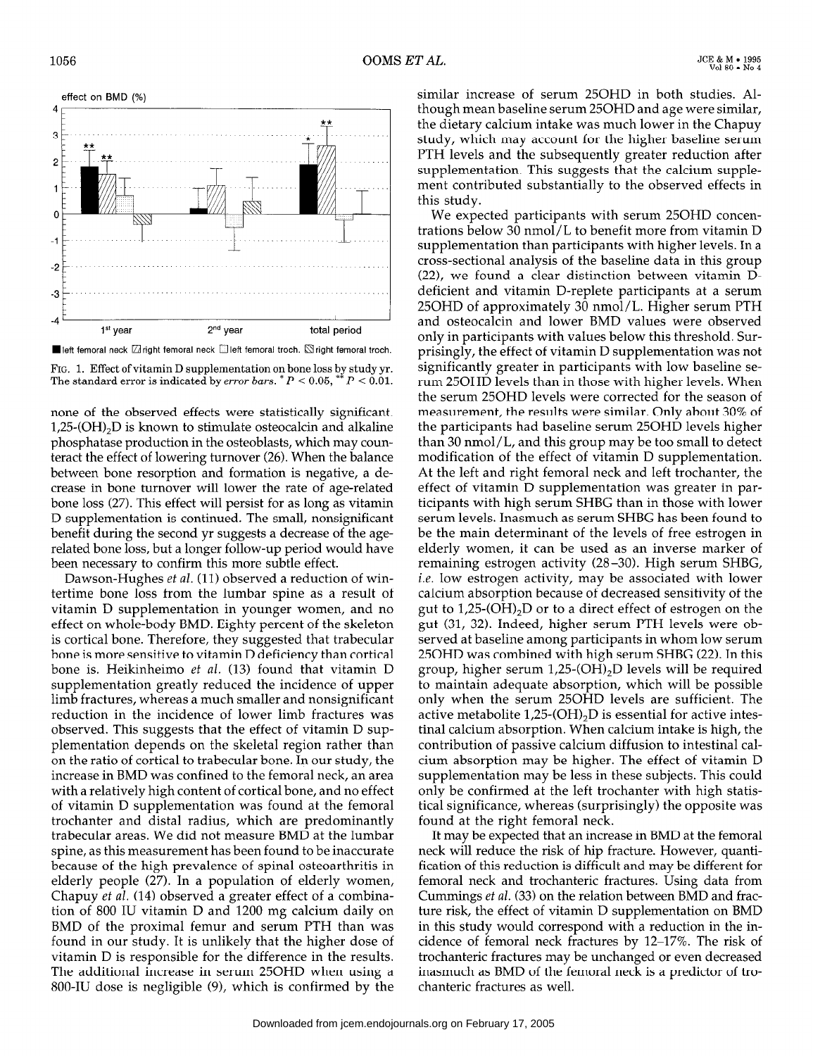FIG. 1. Effect of vitamin D supplementation on bone loss by study yr. The standard error is indicated by *error bars*. * $P < 0.05$, ** $P < 0.01$.

none of the observed effects were statistically significant. 1,25-$(OH)_2D$ is known to stimulate osteocalcin and alkaline phosphatase production in the osteoblasts, which may counteract the effect of lowering turnover (26). When the balance between bone resorption and formation is negative, a decrease in bone turnover will lower the rate of age-related bone loss (27). This effect will persist for as long as vitamin D supplementation is continued. The small, nonsignificant benefit during the second yr suggests a decrease of the age-related bone loss, but a longer follow-up period would have been necessary to confirm this more subtle effect.

Dawson-Hughes *et al.* (11) observed a reduction of wintertime bone loss from the lumbar spine as a result of vitamin D supplementation in younger women, and no effect on whole-body BMD. Eighty percent of the skeleton is cortical bone. Therefore, they suggested that trabecular bone is more sensitive to vitamin D deficiency than cortical bone is. Heikinheimo *et al.* (13) found that vitamin D supplementation greatly reduced the incidence of upper limb fractures, whereas a much smaller and nonsignificant reduction in the incidence of lower limb fractures was observed. This suggests that the effect of vitamin D supplementation depends on the skeletal region rather than on the ratio of cortical to trabecular bone. In our study, the increase in BMD was confined to the femoral neck, an area with a relatively high content of cortical bone, and no effect of vitamin D supplementation was found at the femoral trochanter and distal radius, which are predominantly trabecular areas. We did not measure BMD at the lumbar spine, as this measurement has been found to be inaccurate because of the high prevalence of spinal osteoarthritis in elderly people (27). In a population of elderly women, Chapuy *et al.* (14) observed a greater effect of a combination of 800 IU vitamin D and 1200 mg calcium daily on BMD of the proximal femur and serum PTH than was found in our study. It is unlikely that the higher dose of vitamin D is responsible for the difference in the results. The additional increase in serum 25OHD when using a 800-IU dose is negligible (9), which is confirmed by the similar increase of serum 25OHD in both studies. Although mean baseline serum 25OHD and age were similar, the dietary calcium intake was much lower in the Chapuy study, which may account for the higher baseline serum PTH levels and the subsequently greater reduction after supplementation. This suggests that the calcium supplement contributed substantially to the observed effects in this study.

We expected participants with serum 25OHD concentrations below 30 nmol/L to benefit more from vitamin D supplementation than participants with higher levels. In a cross-sectional analysis of the baseline data in this group (22), we found a clear distinction between vitamin D-deficient and vitamin D-replete participants at a serum 25OHD of approximately 30 nmol/L. Higher serum PTH and osteocalcin and lower BMD values were observed only in participants with values below this threshold. Surprisingly, the effect of vitamin D supplementation was not significantly greater in participants with low baseline serum 25OHD levels than in those with higher levels. When the serum 25OHD levels were corrected for the season of measurement, the results were similar. Only about 30% of the participants had baseline serum 25OHD levels higher than 30 nmol/L, and this group may be too small to detect modification of the effect of vitamin D supplementation. At the left and right femoral neck and left trochanter, the effect of vitamin D supplementation was greater in participants with high serum SHBG than in those with lower serum levels. Inasmuch as serum SHBG has been found to be the main determinant of the levels of free estrogen in elderly women, it can be used as an inverse marker of remaining estrogen activity (28–30). High serum SHBG, *i.e.* low estrogen activity, may be associated with lower calcium absorption because of decreased sensitivity of the gut to 1,25-$(OH)_2D$ or to a direct effect of estrogen on the gut (31, 32). Indeed, higher serum PTH levels were observed at baseline among participants in whom low serum 25OHD was combined with high serum SHBG (22). In this group, higher serum 1,25-$(OH)_2D$ levels will be required to maintain adequate absorption, which will be possible only when the serum 25OHD levels are sufficient. The active metabolite 1,25-$(OH)_2D$ is essential for active intestinal calcium absorption. When calcium intake is high, the contribution of passive calcium diffusion to intestinal calcium absorption may be higher. The effect of vitamin D supplementation may be less in these subjects. This could only be confirmed at the left trochanter with high statistical significance, whereas (surprisingly) the opposite was found at the right femoral neck.

It may be expected that an increase in BMD at the femoral neck will reduce the risk of hip fracture. However, quantification of this reduction is difficult and may be different for femoral neck and trochanteric fractures. Using data from Cummings *et al.* (33) on the relation between BMD and fracture risk, the effect of vitamin D supplementation on BMD in this study would correspond with a reduction in the incidence of femoral neck fractures by 12–17%. The risk of trochanteric fractures may be unchanged or even decreased inasmuch as BMD of the femoral neck is a predictor of trochanteric fractures as well.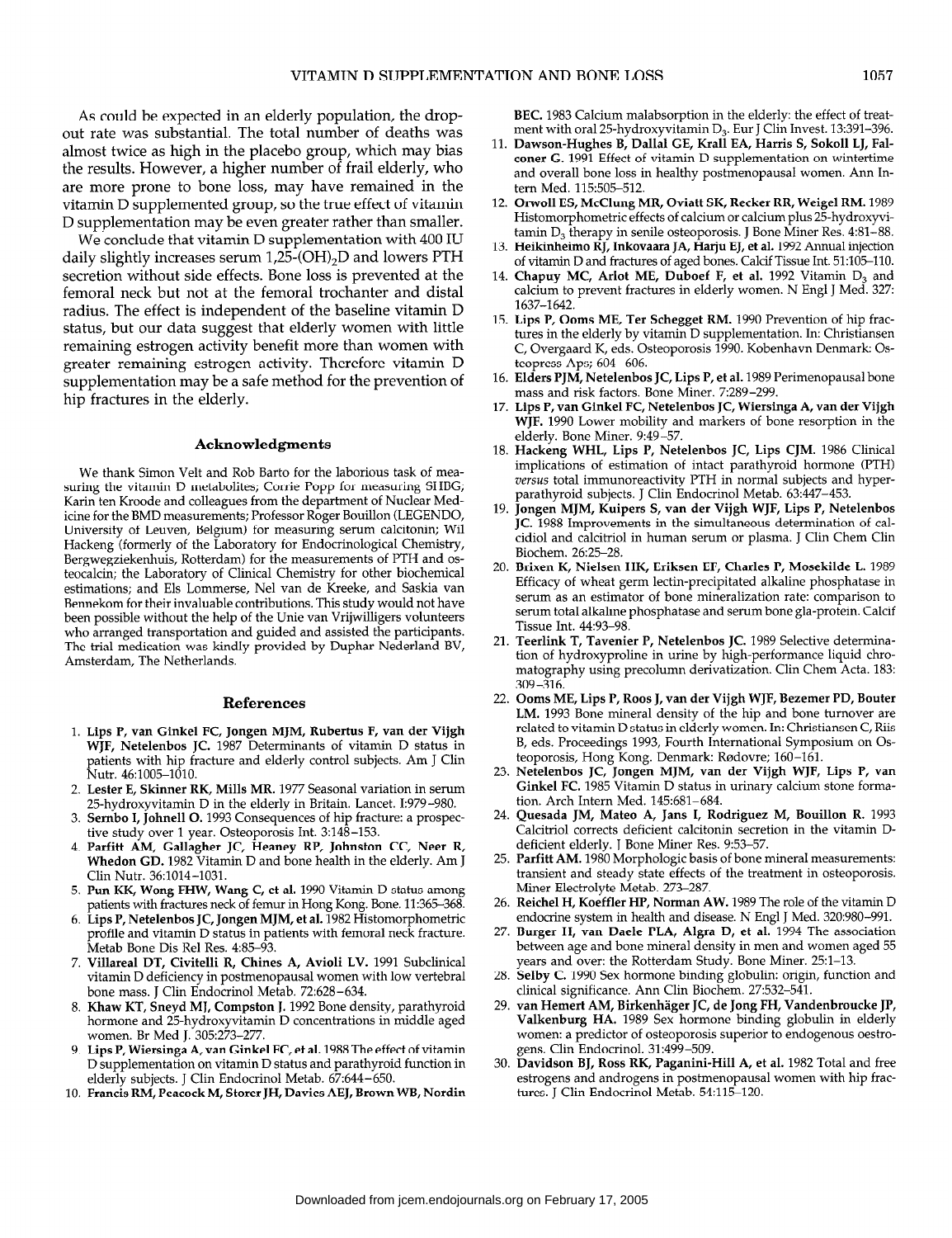As could be expected in an elderly population, the dropout rate was substantial. The total number of deaths was almost twice as high in the placebo group, which may bias the results. However, a higher number of frail elderly, who are more prone to bone loss, may have remained in the vitamin D supplemented group, so the true effect of vitamin D supplementation may be even greater rather than smaller.

We conclude that vitamin D supplementation with 400 IU daily slightly increases serum 1,25-$(OH)_2D$ and lowers PTH secretion without side effects. Bone loss is prevented at the femoral neck but not at the femoral trochanter and distal radius. The effect is independent of the baseline vitamin D status, but our data suggest that elderly women with little remaining estrogen activity benefit more than women with greater remaining estrogen activity. Therefore vitamin D supplementation may be a safe method for the prevention of hip fractures in the elderly.

## Acknowledgments

We thank Simon Velt and Rob Barto for the laborious task of measuring the vitamin D metabolites; Corrie Popp for measuring SHBG; Karin ten Kroode and colleagues from the department of Nuclear Medicine for the BMD measurements; Professor Roger Bouillon (LEGENDO, University of Leuven, Belgium) for measuring serum calcitonin; Wil Hackeng (formerly of the Laboratory for Endocrinological Chemistry, Bergwegziekenhuis, Rotterdam) for the measurements of PTH and osteocalcin; the Laboratory of Clinical Chemistry for other biochemical estimations; and Els Lommerse, Nel van de Kreeke, and Saskia van Bennekom for their invaluable contributions. This study would not have been possible without the help of the Unie van Vrijwilligers volunteers who arranged transportation and guided and assisted the participants. The trial medication was kindly provided by Duphar Nederland BV, Amsterdam, The Netherlands.

## References

1. **Lips P, van Ginkel FC, Jongen MJM, Rubertus F, van der Vijgh WJF, Netelenbos JC.** 1987 Determinants of vitamin D status in patients with hip fracture and elderly control subjects. Am J Clin Nutr. 46:1005–1010.
2. **Lester E, Skinner RK, Mills MR.** 1977 Seasonal variation in serum 25-hydroxyvitamin D in the elderly in Britain. Lancet. I:979–980.
3. **Sernbo I, Johnell O.** 1993 Consequences of hip fracture: a prospective study over 1 year. Osteoporosis Int. 3:148–153.
4. **Parfitt AM, Gallagher JC, Heaney RP, Johnston CC, Neer R, Whedon GD.** 1982 Vitamin D and bone health in the elderly. Am J Clin Nutr. 36:1014–1031.
5. **Pun KK, Wong FHW, Wang C, et al.** 1990 Vitamin D status among patients with fractures neck of femur in Hong Kong. Bone. 11:365–368.
6. **Lips P, Netelenbos JC, Jongen MJM, et al.** 1982 Histomorphometric profile and vitamin D status in patients with femoral neck fracture. Metab Bone Dis Rel Res. 4:85–93.
7. **Villareal DT, Civitelli R, Chines A, Avioli LV.** 1991 Subclinical vitamin D deficiency in postmenopausal women with low vertebral bone mass. J Clin Endocrinol Metab. 72:628–634.
8. **Khaw KT, Sneyd MJ, Compston J.** 1992 Bone density, parathyroid hormone and 25-hydroxyvitamin D concentrations in middle aged women. Br Med J. 305:273–277.
9. **Lips P, Wiersinga A, van Ginkel FC, et al.** 1988 The effect of vitamin D supplementation on vitamin D status and parathyroid function in elderly subjects. J Clin Endocrinol Metab. 67:644–650.
10. **Francis RM, Peacock M, Storer JH, Davies AEJ, Brown WB, Nordin BEC.** 1983 Calcium malabsorption in the elderly: the effect of treatment with oral 25-hydroxyvitamin $D_3$. Eur J Clin Invest. 13:391–396.
11. **Dawson-Hughes B, Dallal GE, Krall EA, Harris S, Sokoll LJ, Falconer G.** 1991 Effect of vitamin D supplementation on wintertime and overall bone loss in healthy postmenopausal women. Ann Intern Med. 115:505–512.
12. **Orwoll ES, McClung MR, Oviatt SK, Recker RR, Weigel RM.** 1989 Histomorphometric effects of calcium or calcium plus 25-hydroxyvitamin $D_3$ therapy in senile osteoporosis. J Bone Miner Res. 4:81–88.
13. **Heikinheimo RJ, Inkovaara JA, Harju EJ, et al.** 1992 Annual injection of vitamin D and fractures of aged bones. Calcif Tissue Int. 51:105–110.
14. **Chapuy MC, Arlot ME, Duboef F, et al.** 1992 Vitamin $D_3$ and calcium to prevent fractures in elderly women. N Engl J Med. 327: 1637–1642.
15. **Lips P, Ooms ME, Ter Schegget RM.** 1990 Prevention of hip fractures in the elderly by vitamin D supplementation. In: Christiansen C, Overgaard K, eds. Osteoporosis 1990. Kobenhavn Denmark: Osteopress Aps; 604–606.
16. **Elders PJM, Netelenbos JC, Lips P, et al.** 1989 Perimenopausal bone mass and risk factors. Bone Miner. 7:289–299.
17. **Lips P, van Ginkel FC, Netelenbos JC, Wiersinga A, van der Vijgh WJF.** 1990 Lower mobility and markers of bone resorption in the elderly. Bone Miner. 9:49–57.
18. **Hackeng WHL, Lips P, Netelenbos JC, Lips CJM.** 1986 Clinical implications of estimation of intact parathyroid hormone (PTH) *versus* total immunoreactivity PTH in normal subjects and hyperparathyroid subjects. J Clin Endocrinol Metab. 63:447–453.
19. **Jongen MJM, Kuipers S, van der Vijgh WJF, Lips P, Netelenbos JC.** 1988 Improvements in the simultaneous determination of calcidiol and calcitriol in human serum or plasma. J Clin Chem Clin Biochem. 26:25–28.
20. **Brixen K, Nielsen HK, Eriksen EF, Charles P, Mosekilde L.** 1989 Efficacy of wheat germ lectin-precipitated alkaline phosphatase in serum as an estimator of bone mineralization rate: comparison to serum total alkaline phosphatase and serum bone gla-protein. Calcif Tissue Int. 44:93–98.
21. **Teerlink T, Tavenier P, Netelenbos JC.** 1989 Selective determination of hydroxyproline in urine by high-performance liquid chromatography using precolumn derivatization. Clin Chem Acta. 183: 309–316.
22. **Ooms ME, Lips P, Roos J, van der Vijgh WJF, Bezemer PD, Bouter LM.** 1993 Bone mineral density of the hip and bone turnover are related to vitamin D status in elderly women. In: Christiansen C, Riis B, eds. Proceedings 1993, Fourth International Symposium on Osteoporosis, Hong Kong. Denmark: Rødovre; 160–161.
23. **Netelenbos JC, Jongen MJM, van der Vijgh WJF, Lips P, van Ginkel FC.** 1985 Vitamin D status in urinary calcium stone formation. Arch Intern Med. 145:681–684.
24. **Quesada JM, Mateo A, Jans I, Rodriguez M, Bouillon R.** 1993 Calcitriol corrects deficient calcitonin secretion in the vitamin D-deficient elderly. J Bone Miner Res. 9:53–57.
25. **Parfitt AM.** 1980 Morphologic basis of bone mineral measurements: transient and steady state effects of the treatment in osteoporosis. Miner Electrolyte Metab. 273–287.
26. **Reichel H, Koeffler HP, Norman AW.** 1989 The role of the vitamin D endocrine system in health and disease. N Engl J Med. 320:980–991.
27. **Burger H, van Daele PLA, Algra D, et al.** 1994 The association between age and bone mineral density in men and women aged 55 years and over: the Rotterdam Study. Bone Miner. 25:1–13.
28. **Selby C.** 1990 Sex hormone binding globulin: origin, function and clinical significance. Ann Clin Biochem. 27:532–541.
29. **van Hemert AM, Birkenhäger JC, de Jong FH, Vandenbroucke JP, Valkenburg HA.** 1989 Sex hormone binding globulin in elderly women: a predictor of osteoporosis superior to endogenous oestrogens. Clin Endocrinol. 31:499–509.
30. **Davidson BJ, Ross RK, Paganini-Hill A, et al.** 1982 Total and free estrogens and androgens in postmenopausal women with hip fractures. J Clin Endocrinol Metab. 54:115–120.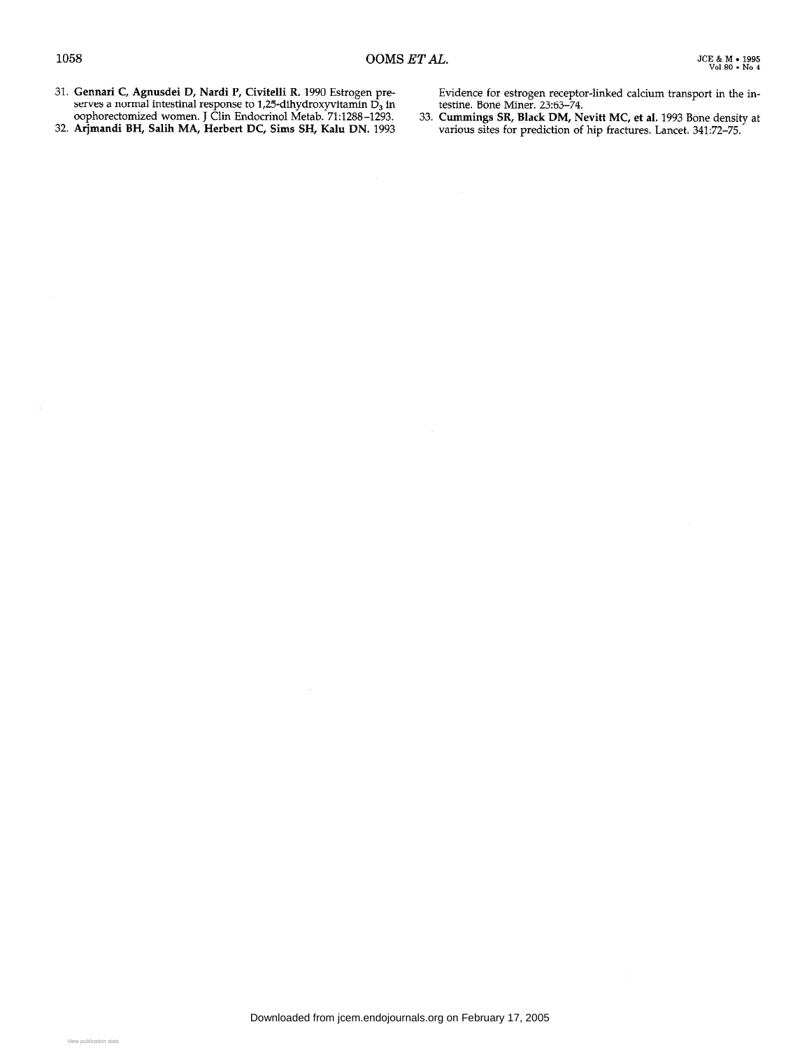31. **Gennari C, Agnusdei D, Nardi P, Civitelli R.** 1990 Estrogen preserves a normal intestinal response to 1,25-dihydroxyvitamin $D_3$ in oophorectomized women. J Clin Endocrinol Metab. 71:1288–1293.
32. **Arjmandi BH, Salih MA, Herbert DC, Sims SH, Kalu DN.** 1993 Evidence for estrogen receptor-linked calcium transport in the intestine. Bone Miner. 23:63–74.
33. **Cummings SR, Black DM, Nevitt MC, et al.** 1993 Bone density at various sites for prediction of hip fractures. Lancet. 341:72–75.